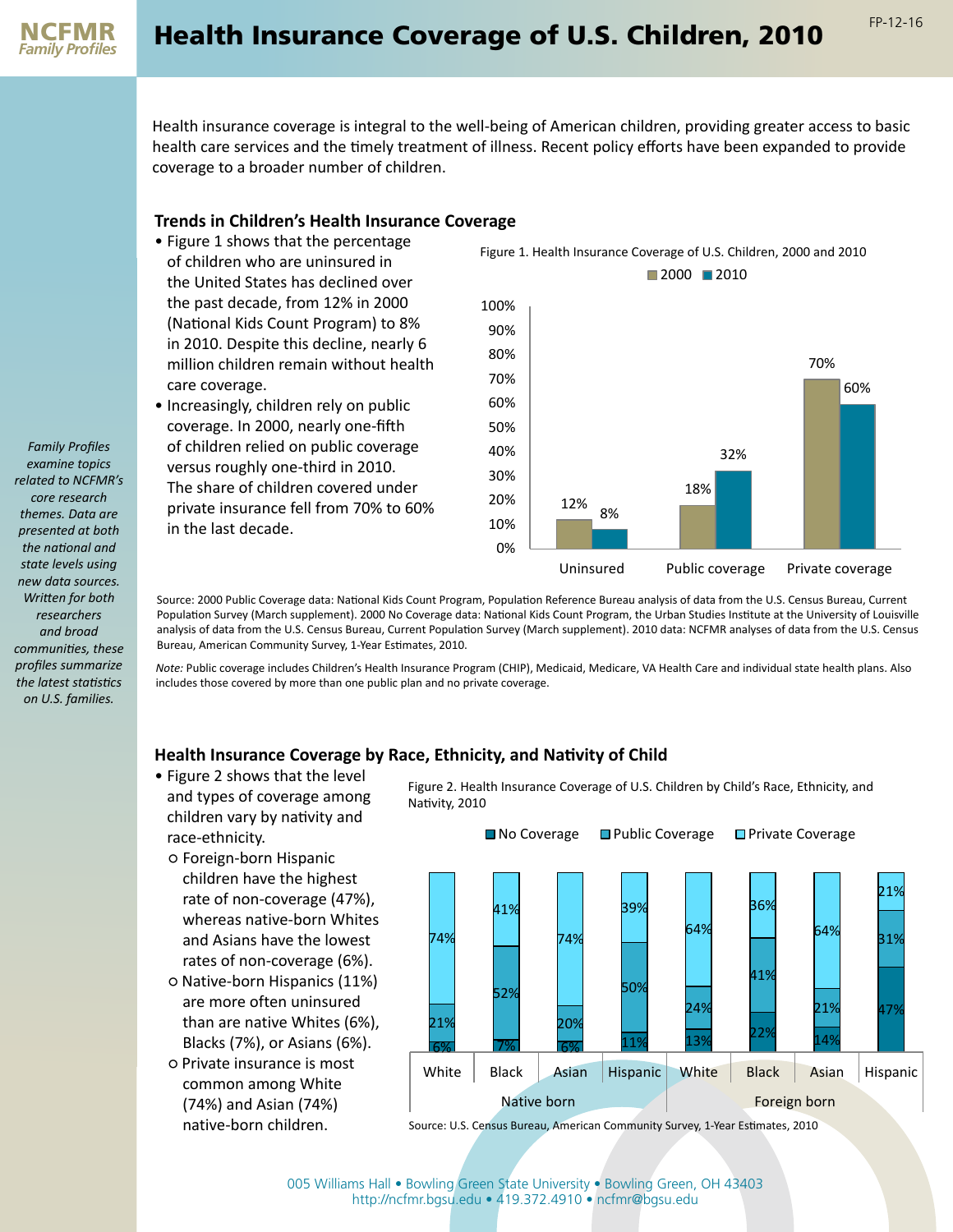# Health Insurance Coverage of U.S. Children, 2010

FP-12-16

*Family Profiles examine topics related to NCFMR's core research themes. Data are presented at both the national and state levels using new data sources. Written for both researchers and broad communities, these profiles summarize the latest statistics on U.S. families.*

Health insurance coverage is integral to the well-being of American children, providing greater access to basic health care services and the timely treatment of illness. Recent policy efforts have been expanded to provide coverage to a broader number of children.

## Trends in Children's Health Insurance Coverage

- Figure 1 shows that the percentage of children who are uninsured in the United States has declined over the past decade, from 12% in 2000 (National Kids Count Program) to 8% in 2010. Despite this decline, nearly 6 million children remain without health care coverage.
- Increasingly, children rely on public coverage. In 2000, nearly one-fifth of children relied on public coverage versus roughly one-third in 2010. The share of children covered under private insurance fell from 70% to 60% in the last decade.

Figure 1. Health Insurance Coverage of U.S. Children, 2000 and 2010

| | 2000 | 2010 |
|---|---|---|
| Uninsured | 12% | 8% |
| Public coverage | 18% | 32% |
| Private coverage | 70% | 60% |

Source: 2000 Public Coverage data: National Kids Count Program, Population Reference Bureau analysis of data from the U.S. Census Bureau, Current Population Survey (March supplement). 2000 No Coverage data: National Kids Count Program, the Urban Studies Institute at the University of Louisville analysis of data from the U.S. Census Bureau, Current Population Survey (March supplement). 2010 data: NCFMR analyses of data from the U.S. Census Bureau, American Community Survey, 1-Year Estimates, 2010.

*Note:* Public coverage includes Children's Health Insurance Program (CHIP), Medicaid, Medicare, VA Health Care and individual state health plans. Also includes those covered by more than one public plan and no private coverage.

## Health Insurance Coverage by Race, Ethnicity, and Nativity of Child

- Figure 2 shows that the level and types of coverage among children vary by nativity and race-ethnicity.
  - Foreign-born Hispanic children have the highest rate of non-coverage (47%), whereas native-born Whites and Asians have the lowest rates of non-coverage (6%).
  - Native-born Hispanics (11%) are more often uninsured than are native Whites (6%), Blacks (7%), or Asians (6%).
  - Private insurance is most common among White (74%) and Asian (74%) native-born children.

Figure 2. Health Insurance Coverage of U.S. Children by Child's Race, Ethnicity, and Nativity, 2010

| Nativity | Race/Ethnicity | No Coverage | Public Coverage | Private Coverage |
|---|---|---|---|---|
| Native born | White | 6% | 21% | 74% |
| | Black | 7% | 52% | 41% |
| | Asian | 6% | 20% | 74% |
| | Hispanic | 11% | 50% | 39% |
| Foreign born | White | 13% | 24% | 64% |
| | Black | 22% | 41% | 36% |
| | Asian | 14% | 21% | 64% |
| | Hispanic | 47% | 31% | 21% |

Source: U.S. Census Bureau, American Community Survey, 1-Year Estimates, 2010

005 Williams Hall • Bowling Green State University • Bowling Green, OH 43403
http://ncfmr.bgsu.edu • 419.372.4910 • ncfmr@bgsu.edu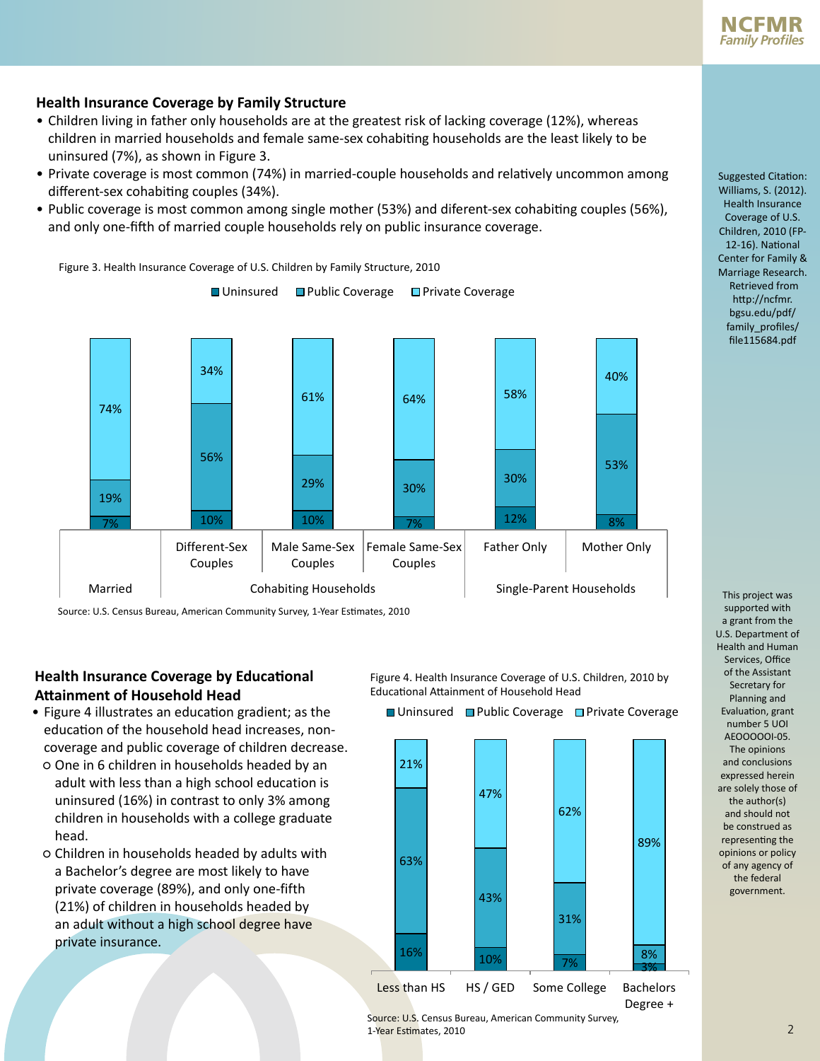## Health Insurance Coverage by Family Structure

- Children living in father only households are at the greatest risk of lacking coverage (12%), whereas children in married households and female same-sex cohabiting households are the least likely to be uninsured (7%), as shown in Figure 3.
- Private coverage is most common (74%) in married-couple households and relatively uncommon among different-sex cohabiting couples (34%).
- Public coverage is most common among single mother (53%) and diferent-sex cohabiting couples (56%), and only one-fifth of married couple households rely on public insurance coverage.

Figure 3. Health Insurance Coverage of U.S. Children by Family Structure, 2010

Uninsured | Public Coverage | Private Coverage

Married: 7%, 19%, 74%
Different-Sex Couples: 10%, 56%, 34%
Male Same-Sex Couples: 10%, 29%, 61%
Female Same-Sex Couples: 7%, 30%, 64%
Father Only: 12%, 30%, 58%
Mother Only: 8%, 53%, 40%

Married | Cohabiting Households | Single-Parent Households

Source: U.S. Census Bureau, American Community Survey, 1-Year Estimates, 2010

## Health Insurance Coverage by Educational Attainment of Household Head

- Figure 4 illustrates an education gradient; as the education of the household head increases, non-coverage and public coverage of children decrease.
  - One in 6 children in households headed by an adult with less than a high school education is uninsured (16%) in contrast to only 3% among children in households with a college graduate head.
  - Children in households headed by adults with a Bachelor's degree are most likely to have private coverage (89%), and only one-fifth (21%) of children in households headed by an adult without a high school degree have private insurance.

Figure 4. Health Insurance Coverage of U.S. Children, 2010 by Educational Attainment of Household Head

Uninsured | Public Coverage | Private Coverage

Less than HS: 16%, 63%, 21%
HS / GED: 10%, 43%, 47%
Some College: 7%, 31%, 62%
Bachelors Degree +: 3%, 8%, 89%

Source: U.S. Census Bureau, American Community Survey, 1-Year Estimates, 2010

Suggested Citation: Williams, S. (2012). Health Insurance Coverage of U.S. Children, 2010 (FP-12-16). National Center for Family & Marriage Research. Retrieved from http://ncfmr.bgsu.edu/pdf/family_profiles/file115684.pdf

This project was supported with a grant from the U.S. Department of Health and Human Services, Office of the Assistant Secretary for Planning and Evaluation, grant number 5 UOI AEOOOOOI-05. The opinions and conclusions expressed herein are solely those of the author(s) and should not be construed as representing the opinions or policy of any agency of the federal government.